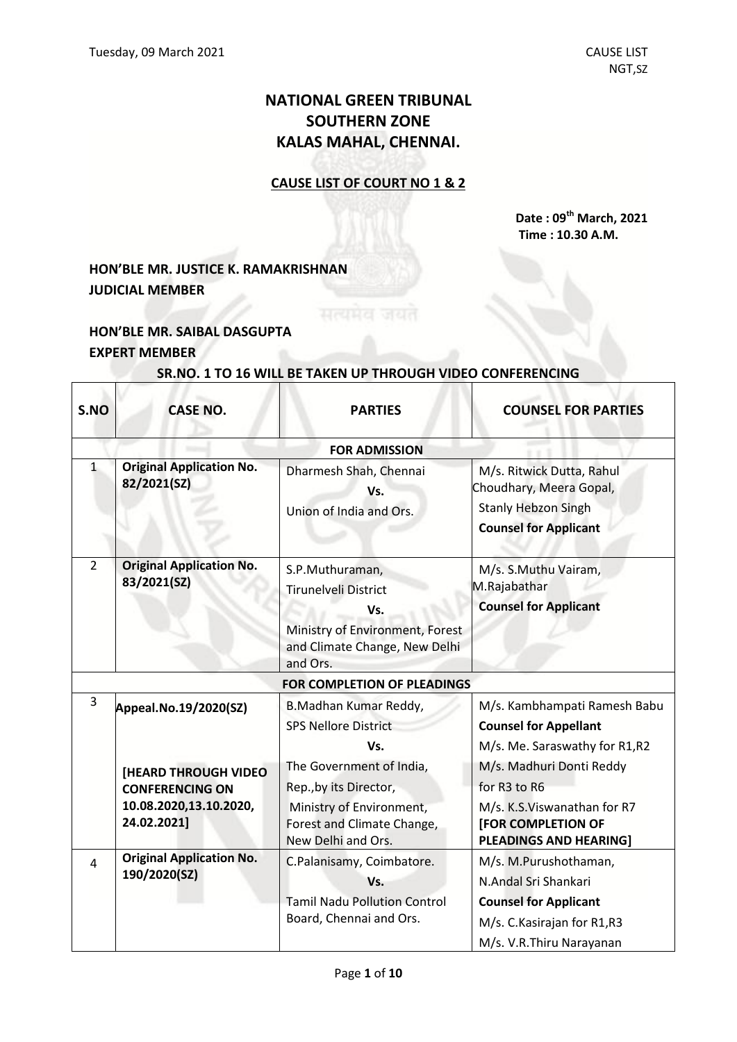# NATIONAL GREEN TRIBUNAL
# SOUTHERN ZONE
# KALAS MAHAL, CHENNAI.

## CAUSE LIST OF COURT NO 1 & 2

**Date : 09th March, 2021**
**Time : 10.30 A.M.**

**HON'BLE MR. JUSTICE K. RAMAKRISHNAN**
**JUDICIAL MEMBER**

**HON'BLE MR. SAIBAL DASGUPTA**
**EXPERT MEMBER**

**SR.NO. 1 TO 16 WILL BE TAKEN UP THROUGH VIDEO CONFERENCING**

| S.NO | CASE NO. | PARTIES | COUNSEL FOR PARTIES |
|---|---|---|---|
| | | **FOR ADMISSION** | |
| 1 | **Original Application No. 82/2021(SZ)** | Dharmesh Shah, Chennai **Vs.** Union of India and Ors. | M/s. Ritwick Dutta, Rahul Choudhary, Meera Gopal, Stanly Hebzon Singh **Counsel for Applicant** |
| 2 | **Original Application No. 83/2021(SZ)** | S.P.Muthuraman, Tirunelveli District **Vs.** Ministry of Environment, Forest and Climate Change, New Delhi and Ors. | M/s. S.Muthu Vairam, M.Rajabathar **Counsel for Applicant** |
| | | **FOR COMPLETION OF PLEADINGS** | |
| 3 | **Appeal.No.19/2020(SZ)** **[HEARD THROUGH VIDEO CONFERENCING ON 10.08.2020,13.10.2020, 24.02.2021]** | B.Madhan Kumar Reddy, SPS Nellore District **Vs.** The Government of India, Rep.,by its Director, Ministry of Environment, Forest and Climate Change, New Delhi and Ors. | M/s. Kambhampati Ramesh Babu **Counsel for Appellant** M/s. Me. Saraswathy for R1,R2 M/s. Madhuri Donti Reddy for R3 to R6 M/s. K.S.Viswanathan for R7 **[FOR COMPLETION OF PLEADINGS AND HEARING]** |
| 4 | **Original Application No. 190/2020(SZ)** | C.Palanisamy, Coimbatore. **Vs.** Tamil Nadu Pollution Control Board, Chennai and Ors. | M/s. M.Purushothaman, N.Andal Sri Shankari **Counsel for Applicant** M/s. C.Kasirajan for R1,R3 M/s. V.R.Thiru Narayanan |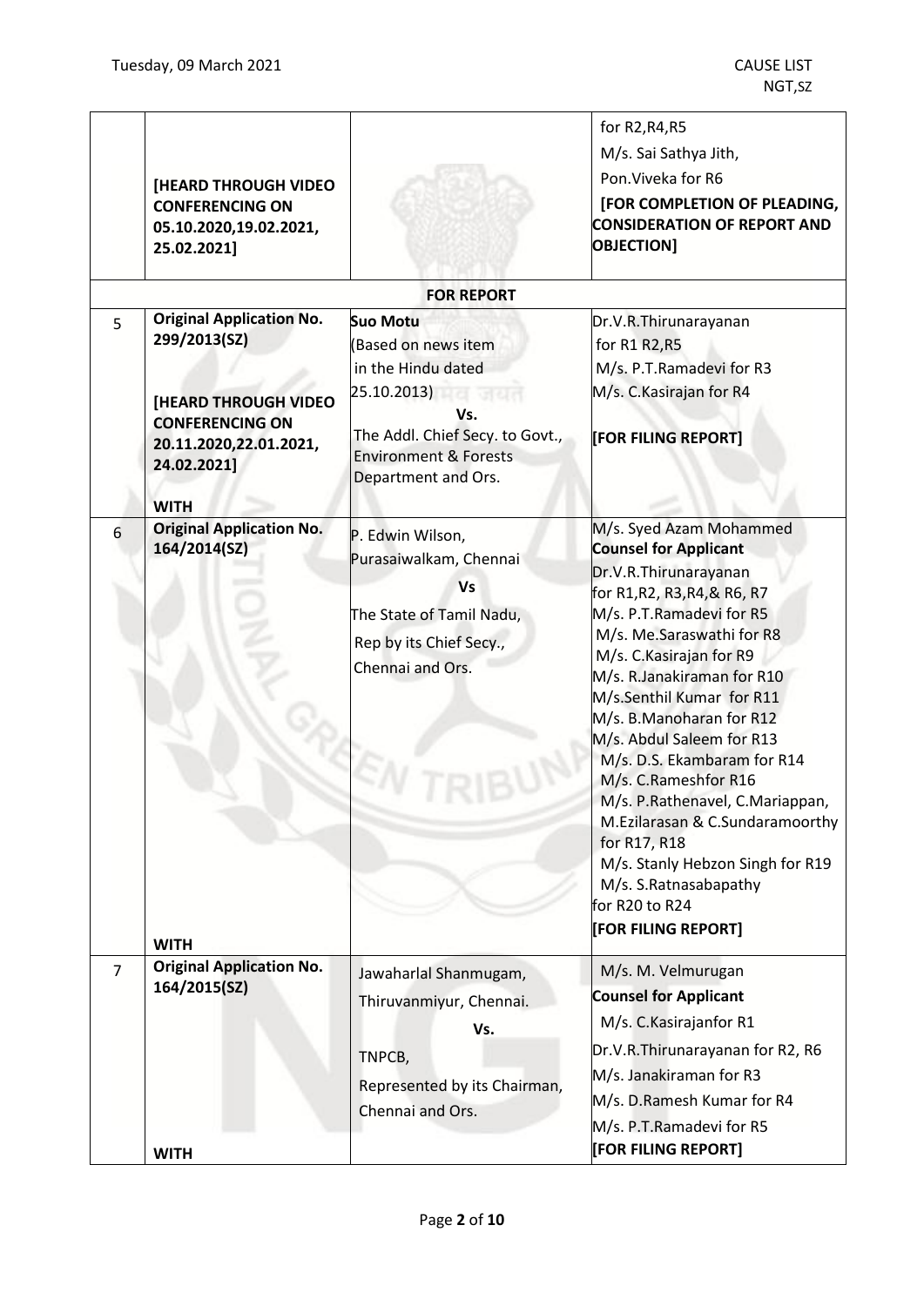| | | | |
|---|---|---|---|
| | **[HEARD THROUGH VIDEO CONFERENCING ON 05.10.2020,19.02.2021, 25.02.2021]** | | for R2,R4,R5<br>M/s. Sai Sathya Jith,<br>Pon.Viveka for R6<br>**[FOR COMPLETION OF PLEADING, CONSIDERATION OF REPORT AND OBJECTION]** |
| | | **FOR REPORT** | |
| 5 | **Original Application No. 299/2013(SZ)**<br><br>**[HEARD THROUGH VIDEO CONFERENCING ON 20.11.2020,22.01.2021, 24.02.2021]**<br><br>**WITH** | **Suo Motu**<br>(Based on news item in the Hindu dated 25.10.2013)<br>**Vs.**<br>The Addl. Chief Secy. to Govt., Environment & Forests Department and Ors. | Dr.V.R.Thirunarayanan for R1 R2,R5<br>M/s. P.T.Ramadevi for R3<br>M/s. C.Kasirajan for R4<br><br>**[FOR FILING REPORT]** |
| 6 | **Original Application No. 164/2014(SZ)**<br><br>**WITH** | P. Edwin Wilson,<br>Purasaiwalkam, Chennai<br>**Vs**<br>The State of Tamil Nadu,<br>Rep by its Chief Secy.,<br>Chennai and Ors. | M/s. Syed Azam Mohammed<br>**Counsel for Applicant**<br>Dr.V.R.Thirunarayanan for R1,R2, R3,R4,& R6, R7<br>M/s. P.T.Ramadevi for R5<br>M/s. Me.Saraswathi for R8<br>M/s. C.Kasirajan for R9<br>M/s. R.Janakiraman for R10<br>M/s.Senthil Kumar for R11<br>M/s. B.Manoharan for R12<br>M/s. Abdul Saleem for R13<br>M/s. D.S. Ekambaram for R14<br>M/s. C.Rameshfor R16<br>M/s. P.Rathenavel, C.Mariappan, M.Ezilarasan & C.Sundaramoorthy for R17, R18<br>M/s. Stanly Hebzon Singh for R19<br>M/s. S.Ratnasabapathy for R20 to R24<br>**[FOR FILING REPORT]** |
| 7 | **Original Application No. 164/2015(SZ)**<br><br>**WITH** | Jawaharlal Shanmugam,<br>Thiruvanmiyur, Chennai.<br>**Vs.**<br>TNPCB,<br>Represented by its Chairman, Chennai and Ors. | M/s. M. Velmurugan<br>**Counsel for Applicant**<br>M/s. C.Kasirajanfor R1<br>Dr.V.R.Thirunarayanan for R2, R6<br>M/s. Janakiraman for R3<br>M/s. D.Ramesh Kumar for R4<br>M/s. P.T.Ramadevi for R5<br>**[FOR FILING REPORT]** |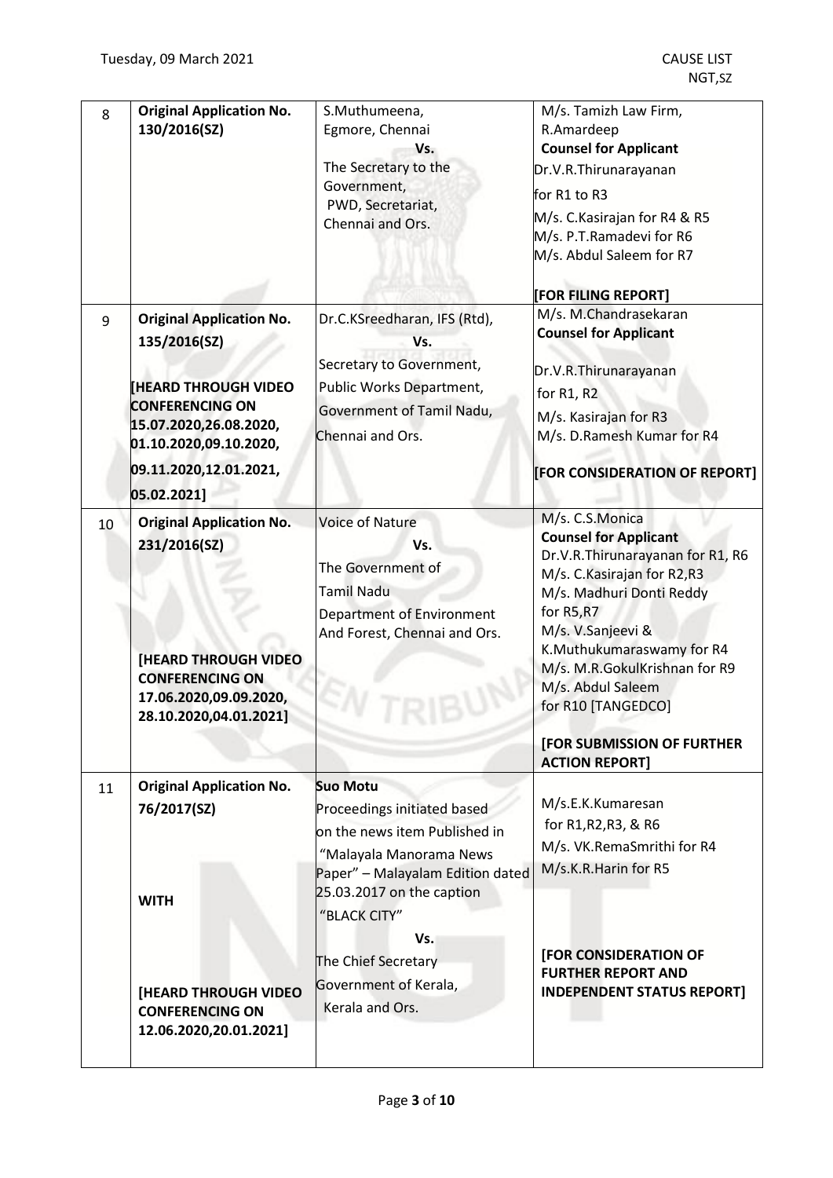| 8 | **Original Application No. 130/2016(SZ)** | S.Muthumeena, Egmore, Chennai **Vs.** The Secretary to the Government, PWD, Secretariat, Chennai and Ors. | M/s. Tamizh Law Firm, R.Amardeep **Counsel for Applicant** Dr.V.R.Thirunarayanan for R1 to R3 M/s. C.Kasirajan for R4 & R5 M/s. P.T.Ramadevi for R6 M/s. Abdul Saleem for R7 **[FOR FILING REPORT]** |
|---|---|---|---|
| 9 | **Original Application No. 135/2016(SZ)** **[HEARD THROUGH VIDEO CONFERENCING ON 15.07.2020,26.08.2020, 01.10.2020,09.10.2020, 09.11.2020,12.01.2021, 05.02.2021]** | Dr.C.KSreedharan, IFS (Rtd), **Vs.** Secretary to Government, Public Works Department, Government of Tamil Nadu, Chennai and Ors. | M/s. M.Chandrasekaran **Counsel for Applicant** Dr.V.R.Thirunarayanan for R1, R2 M/s. Kasirajan for R3 M/s. D.Ramesh Kumar for R4 **[FOR CONSIDERATION OF REPORT]** |
| 10 | **Original Application No. 231/2016(SZ)** **[HEARD THROUGH VIDEO CONFERENCING ON 17.06.2020,09.09.2020, 28.10.2020,04.01.2021]** | Voice of Nature **Vs.** The Government of Tamil Nadu Department of Environment And Forest, Chennai and Ors. | M/s. C.S.Monica **Counsel for Applicant** Dr.V.R.Thirunarayanan for R1, R6 M/s. C.Kasirajan for R2,R3 M/s. Madhuri Donti Reddy for R5,R7 M/s. V.Sanjeevi & K.Muthukumaraswamy for R4 M/s. M.R.GokulKrishnan for R9 M/s. Abdul Saleem for R10 [TANGEDCO] **[FOR SUBMISSION OF FURTHER ACTION REPORT]** |
| 11 | **Original Application No. 76/2017(SZ)** **WITH** **[HEARD THROUGH VIDEO CONFERENCING ON 12.06.2020,20.01.2021]** | **Suo Motu** Proceedings initiated based on the news item Published in "Malayala Manorama News Paper" – Malayalam Edition dated 25.03.2017 on the caption "BLACK CITY" **Vs.** The Chief Secretary Government of Kerala, Kerala and Ors. | M/s.E.K.Kumaresan for R1,R2,R3, & R6 M/s. VK.RemaSmrithi for R4 M/s.K.R.Harin for R5 **[FOR CONSIDERATION OF FURTHER REPORT AND INDEPENDENT STATUS REPORT]** |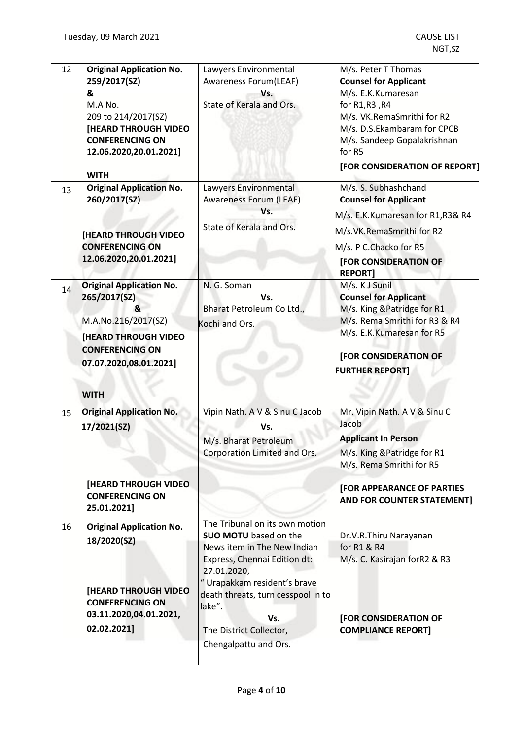| 12 | **Original Application No. 259/2017(SZ)** **&** M.A No. 209 to 214/2017(SZ) **[HEARD THROUGH VIDEO CONFERENCING ON 12.06.2020,20.01.2021]** **WITH** | Lawyers Environmental Awareness Forum(LEAF) **Vs.** State of Kerala and Ors. | M/s. Peter T Thomas **Counsel for Applicant** M/s. E.K.Kumaresan for R1,R3 ,R4 M/s. VK.RemaSmrithi for R2 M/s. D.S.Ekambaram for CPCB M/s. Sandeep Gopalakrishnan for R5 **[FOR CONSIDERATION OF REPORT]** |
|---|---|---|---|
| 13 | **Original Application No. 260/2017(SZ)** **[HEARD THROUGH VIDEO CONFERENCING ON 12.06.2020,20.01.2021]** | Lawyers Environmental Awareness Forum (LEAF) **Vs.** State of Kerala and Ors. | M/s. S. Subhashchand **Counsel for Applicant** M/s. E.K.Kumaresan for R1,R3& R4 M/s.VK.RemaSmrithi for R2 M/s. P C.Chacko for R5 **[FOR CONSIDERATION OF REPORT]** |
| 14 | **Original Application No. 265/2017(SZ)** **&** M.A.No.216/2017(SZ) **[HEARD THROUGH VIDEO CONFERENCING ON 07.07.2020,08.01.2021]** **WITH** | N. G. Soman **Vs.** Bharat Petroleum Co Ltd., Kochi and Ors. | M/s. K J Sunil **Counsel for Applicant** M/s. King &Patridge for R1 M/s. Rema Smrithi for R3 & R4 M/s. E.K.Kumaresan for R5 **[FOR CONSIDERATION OF FURTHER REPORT]** |
| 15 | **Original Application No. 17/2021(SZ)** **[HEARD THROUGH VIDEO CONFERENCING ON 25.01.2021]** | Vipin Nath. A V & Sinu C Jacob **Vs.** M/s. Bharat Petroleum Corporation Limited and Ors. | Mr. Vipin Nath. A V & Sinu C Jacob **Applicant In Person** M/s. King &Patridge for R1 M/s. Rema Smrithi for R5 **[FOR APPEARANCE OF PARTIES AND FOR COUNTER STATEMENT]** |
| 16 | **Original Application No. 18/2020(SZ)** **[HEARD THROUGH VIDEO CONFERENCING ON 03.11.2020,04.01.2021, 02.02.2021]** | The Tribunal on its own motion **SUO MOTU** based on the News item in The New Indian Express, Chennai Edition dt: 27.01.2020, " Urapakkam resident's brave death threats, turn cesspool in to lake". **Vs.** The District Collector, Chengalpattu and Ors. | Dr.V.R.Thiru Narayanan for R1 & R4 M/s. C. Kasirajan forR2 & R3 **[FOR CONSIDERATION OF COMPLIANCE REPORT]** |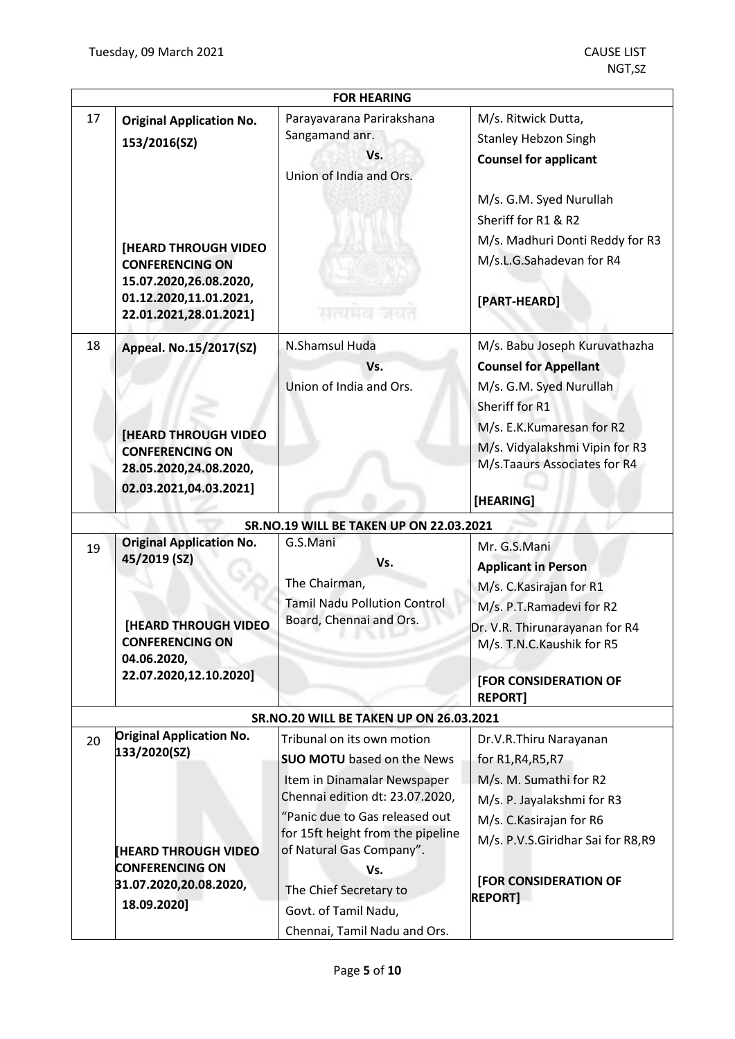| FOR HEARING | | | |
|---|---|---|---|
| 17 | **Original Application No. 153/2016(SZ)**<br><br>**[HEARD THROUGH VIDEO CONFERENCING ON 15.07.2020,26.08.2020, 01.12.2020,11.01.2021, 22.01.2021,28.01.2021]** | Parayavarana Parirakshana Sangamand anr.<br>Vs.<br>Union of India and Ors. | M/s. Ritwick Dutta,<br>Stanley Hebzon Singh<br>**Counsel for applicant**<br><br>M/s. G.M. Syed Nurullah Sheriff for R1 & R2<br>M/s. Madhuri Donti Reddy for R3<br>M/s.L.G.Sahadevan for R4<br><br>**[PART-HEARD]** |
| 18 | **Appeal. No.15/2017(SZ)**<br><br>**[HEARD THROUGH VIDEO CONFERENCING ON 28.05.2020,24.08.2020, 02.03.2021,04.03.2021]** | N.Shamsul Huda<br>Vs.<br>Union of India and Ors. | M/s. Babu Joseph Kuruvathazha<br>**Counsel for Appellant**<br>M/s. G.M. Syed Nurullah Sheriff for R1<br>M/s. E.K.Kumaresan for R2<br>M/s. Vidyalakshmi Vipin for R3<br>M/s.Taaurs Associates for R4<br><br>**[HEARING]** |
| **SR.NO.19 WILL BE TAKEN UP ON 22.03.2021** | | | |
| 19 | **Original Application No. 45/2019 (SZ)**<br><br>**[HEARD THROUGH VIDEO CONFERENCING ON 04.06.2020, 22.07.2020,12.10.2020]** | G.S.Mani<br>Vs.<br>The Chairman,<br>Tamil Nadu Pollution Control Board, Chennai and Ors. | Mr. G.S.Mani<br>**Applicant in Person**<br>M/s. C.Kasirajan for R1<br>M/s. P.T.Ramadevi for R2<br>Dr. V.R. Thirunarayanan for R4<br>M/s. T.N.C.Kaushik for R5<br><br>**[FOR CONSIDERATION OF REPORT]** |
| **SR.NO.20 WILL BE TAKEN UP ON 26.03.2021** | | | |
| 20 | **Original Application No. 133/2020(SZ)**<br><br>**[HEARD THROUGH VIDEO CONFERENCING ON 31.07.2020,20.08.2020, 18.09.2020]** | Tribunal on its own motion<br>**SUO MOTU** based on the News Item in Dinamalar Newspaper Chennai edition dt: 23.07.2020, "Panic due to Gas released out for 15ft height from the pipeline of Natural Gas Company".<br>Vs.<br>The Chief Secretary to Govt. of Tamil Nadu, Chennai, Tamil Nadu and Ors. | Dr.V.R.Thiru Narayanan for R1,R4,R5,R7<br>M/s. M. Sumathi for R2<br>M/s. P. Jayalakshmi for R3<br>M/s. C.Kasirajan for R6<br>M/s. P.V.S.Giridhar Sai for R8,R9<br><br>**[FOR CONSIDERATION OF REPORT]** |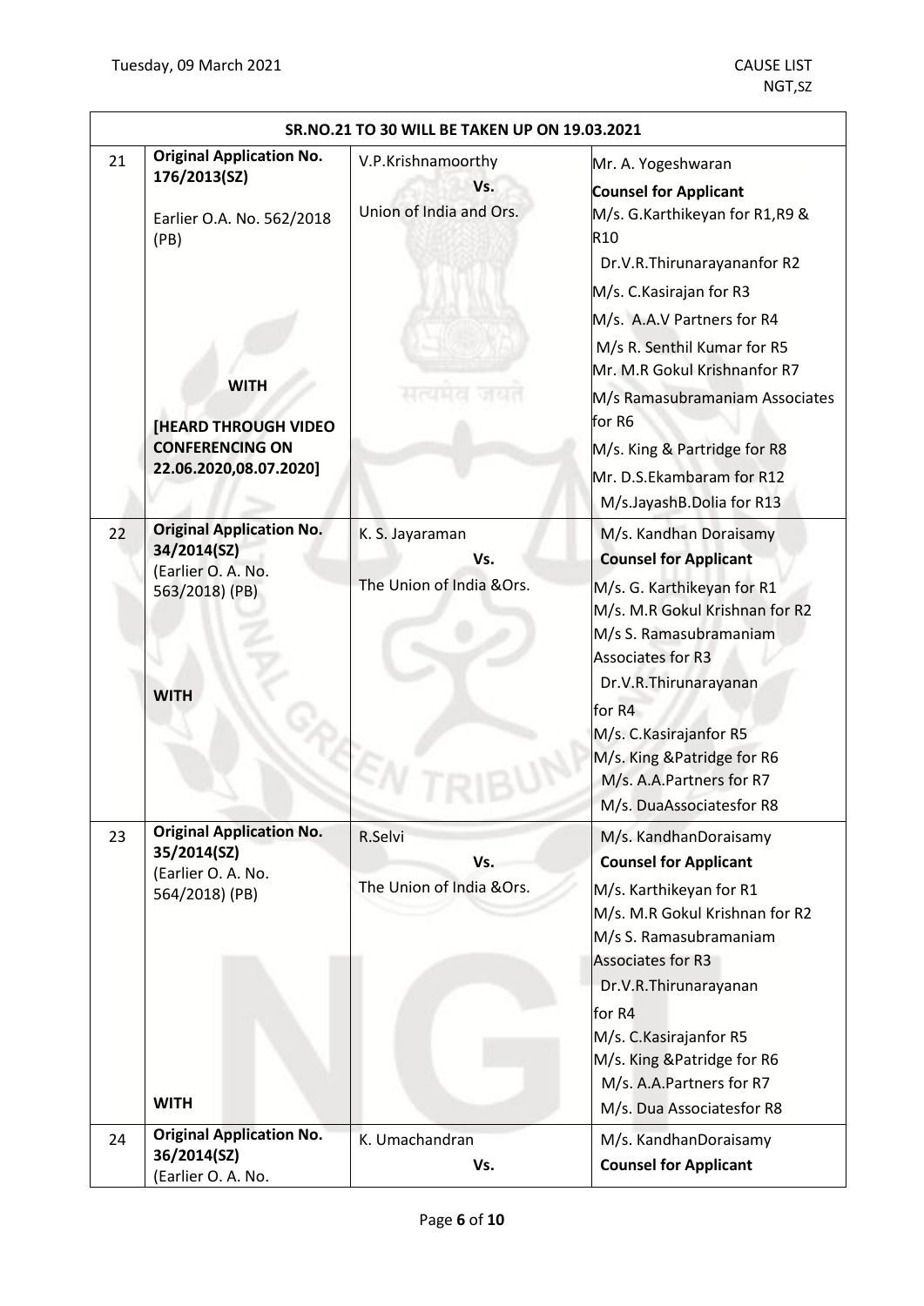| SR.NO.21 TO 30 WILL BE TAKEN UP ON 19.03.2021 | | | |
|---|---|---|---|
| 21 | **Original Application No. 176/2013(SZ)**<br><br>Earlier O.A. No. 562/2018 (PB)<br><br>**WITH**<br><br>**[HEARD THROUGH VIDEO CONFERENCING ON 22.06.2020,08.07.2020]** | V.P.Krishnamoorthy<br>**Vs.**<br>Union of India and Ors. | Mr. A. Yogeshwaran<br>**Counsel for Applicant**<br>M/s. G.Karthikeyan for R1,R9 & R10<br>Dr.V.R.Thirunarayananfor R2<br>M/s. C.Kasirajan for R3<br>M/s. A.A.V Partners for R4<br>M/s R. Senthil Kumar for R5<br>Mr. M.R Gokul Krishnanfor R7<br>M/s Ramasubramaniam Associates for R6<br>M/s. King & Partridge for R8<br>Mr. D.S.Ekambaram for R12<br>M/s.JayashB.Dolia for R13 |
| 22 | **Original Application No. 34/2014(SZ)**<br>(Earlier O. A. No. 563/2018) (PB)<br><br>**WITH** | K. S. Jayaraman<br>**Vs.**<br>The Union of India &Ors. | M/s. Kandhan Doraisamy<br>**Counsel for Applicant**<br>M/s. G. Karthikeyan for R1<br>M/s. M.R Gokul Krishnan for R2<br>M/s S. Ramasubramaniam Associates for R3<br>Dr.V.R.Thirunarayanan for R4<br>M/s. C.Kasirajanfor R5<br>M/s. King &Patridge for R6<br>M/s. A.A.Partners for R7<br>M/s. DuaAssociatesfor R8 |
| 23 | **Original Application No. 35/2014(SZ)**<br>(Earlier O. A. No. 564/2018) (PB)<br><br>**WITH** | R.Selvi<br>**Vs.**<br>The Union of India &Ors. | M/s. KandhanDoraisamy<br>**Counsel for Applicant**<br>M/s. Karthikeyan for R1<br>M/s. M.R Gokul Krishnan for R2<br>M/s S. Ramasubramaniam Associates for R3<br>Dr.V.R.Thirunarayanan for R4<br>M/s. C.Kasirajanfor R5<br>M/s. King &Patridge for R6<br>M/s. A.A.Partners for R7<br>M/s. Dua Associatesfor R8 |
| 24 | **Original Application No. 36/2014(SZ)**<br>(Earlier O. A. No. | K. Umachandran<br>**Vs.** | M/s. KandhanDoraisamy<br>**Counsel for Applicant** |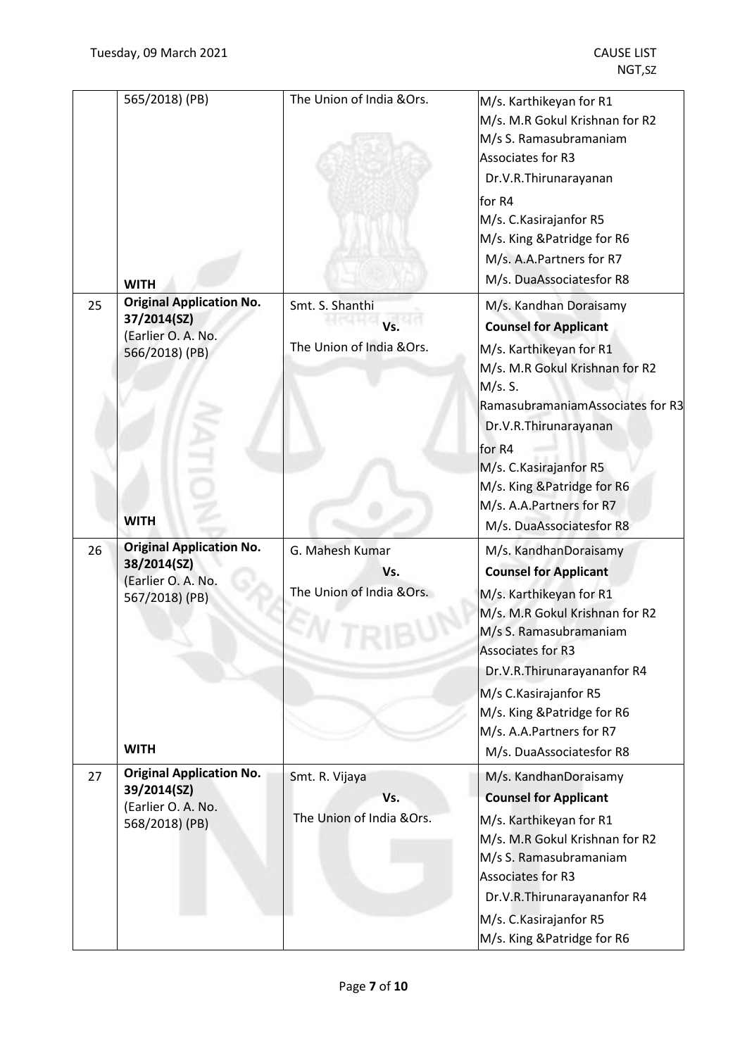|  |  |  |  |
|---|---|---|---|
|  | 565/2018) (PB)<br><br>**WITH** | The Union of India &Ors. | M/s. Karthikeyan for R1<br>M/s. M.R Gokul Krishnan for R2<br>M/s S. Ramasubramaniam Associates for R3<br>Dr.V.R.Thirunarayanan for R4<br>M/s. C.Kasirajanfor R5<br>M/s. King &Patridge for R6<br>M/s. A.A.Partners for R7<br>M/s. DuaAssociatesfor R8 |
| 25 | **Original Application No. 37/2014(SZ)**<br>(Earlier O. A. No. 566/2018) (PB)<br><br>**WITH** | Smt. S. Shanthi<br>**Vs.**<br>The Union of India &Ors. | M/s. Kandhan Doraisamy<br>**Counsel for Applicant**<br>M/s. Karthikeyan for R1<br>M/s. M.R Gokul Krishnan for R2<br>M/s. S. RamasubramaniamAssociates for R3<br>Dr.V.R.Thirunarayanan for R4<br>M/s. C.Kasirajanfor R5<br>M/s. King &Patridge for R6<br>M/s. A.A.Partners for R7<br>M/s. DuaAssociatesfor R8 |
| 26 | **Original Application No. 38/2014(SZ)**<br>(Earlier O. A. No. 567/2018) (PB)<br><br>**WITH** | G. Mahesh Kumar<br>**Vs.**<br>The Union of India &Ors. | M/s. KandhanDoraisamy<br>**Counsel for Applicant**<br>M/s. Karthikeyan for R1<br>M/s. M.R Gokul Krishnan for R2<br>M/s S. Ramasubramaniam Associates for R3<br>Dr.V.R.Thirunarayananfor R4<br>M/s C.Kasirajanfor R5<br>M/s. King &Patridge for R6<br>M/s. A.A.Partners for R7<br>M/s. DuaAssociatesfor R8 |
| 27 | **Original Application No. 39/2014(SZ)**<br>(Earlier O. A. No. 568/2018) (PB) | Smt. R. Vijaya<br>**Vs.**<br>The Union of India &Ors. | M/s. KandhanDoraisamy<br>**Counsel for Applicant**<br>M/s. Karthikeyan for R1<br>M/s. M.R Gokul Krishnan for R2<br>M/s S. Ramasubramaniam Associates for R3<br>Dr.V.R.Thirunarayananfor R4<br>M/s. C.Kasirajanfor R5<br>M/s. King &Patridge for R6 |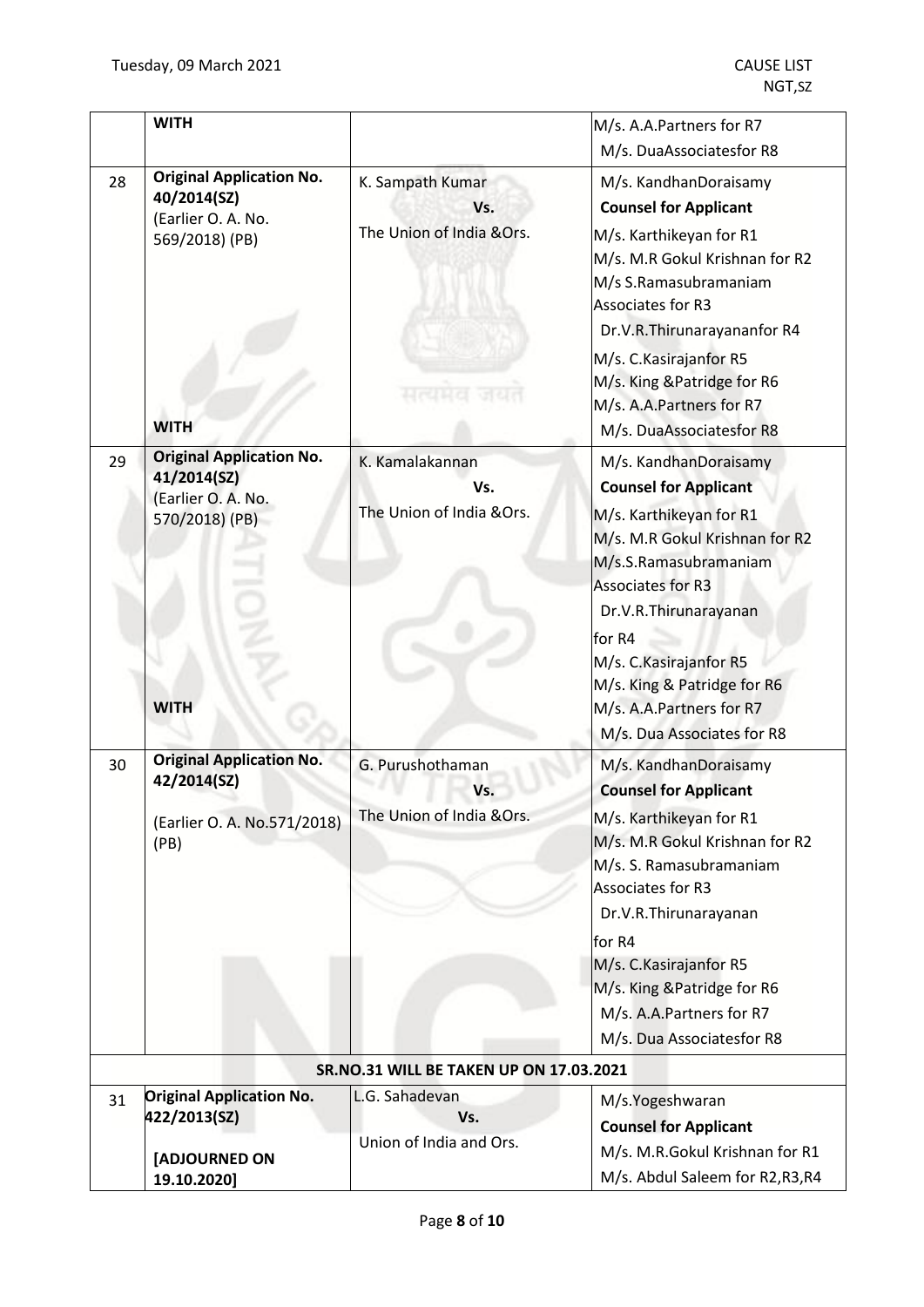|  | **WITH** |  | M/s. A.A.Partners for R7<br>M/s. DuaAssociatesfor R8 |
|---|---|---|---|
| 28 | **Original Application No. 40/2014(SZ)**<br>(Earlier O. A. No. 569/2018) (PB)<br><br>**WITH** | K. Sampath Kumar<br>**Vs.**<br>The Union of India &Ors. | M/s. KandhanDoraisamy<br>**Counsel for Applicant**<br>M/s. Karthikeyan for R1<br>M/s. M.R Gokul Krishnan for R2<br>M/s S.Ramasubramaniam Associates for R3<br>Dr.V.R.Thirunarayananfor R4<br>M/s. C.Kasirajanfor R5<br>M/s. King &Patridge for R6<br>M/s. A.A.Partners for R7<br>M/s. DuaAssociatesfor R8 |
| 29 | **Original Application No. 41/2014(SZ)**<br>(Earlier O. A. No. 570/2018) (PB)<br><br>**WITH** | K. Kamalakannan<br>**Vs.**<br>The Union of India &Ors. | M/s. KandhanDoraisamy<br>**Counsel for Applicant**<br>M/s. Karthikeyan for R1<br>M/s. M.R Gokul Krishnan for R2<br>M/s.S.Ramasubramaniam Associates for R3<br>Dr.V.R.Thirunarayanan for R4<br>M/s. C.Kasirajanfor R5<br>M/s. King & Patridge for R6<br>M/s. A.A.Partners for R7<br>M/s. Dua Associates for R8 |
| 30 | **Original Application No. 42/2014(SZ)**<br>(Earlier O. A. No.571/2018) (PB) | G. Purushothaman<br>**Vs.**<br>The Union of India &Ors. | M/s. KandhanDoraisamy<br>**Counsel for Applicant**<br>M/s. Karthikeyan for R1<br>M/s. M.R Gokul Krishnan for R2<br>M/s. S. Ramasubramaniam Associates for R3<br>Dr.V.R.Thirunarayanan for R4<br>M/s. C.Kasirajanfor R5<br>M/s. King &Patridge for R6<br>M/s. A.A.Partners for R7<br>M/s. Dua Associatesfor R8 |
|  |  | **SR.NO.31 WILL BE TAKEN UP ON 17.03.2021** |  |
| 31 | **Original Application No. 422/2013(SZ)**<br>**[ADJOURNED ON 19.10.2020]** | L.G. Sahadevan<br>**Vs.**<br>Union of India and Ors. | M/s.Yogeshwaran<br>**Counsel for Applicant**<br>M/s. M.R.Gokul Krishnan for R1<br>M/s. Abdul Saleem for R2,R3,R4 |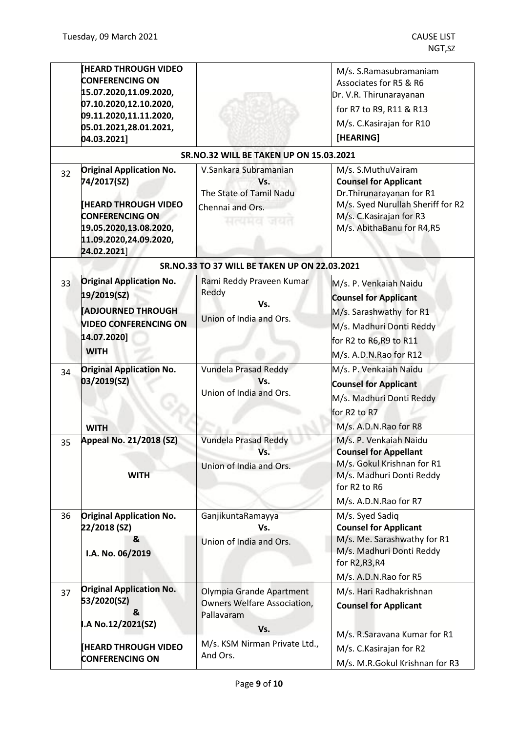| | | | |
|---|---|---|---|
| | [HEARD THROUGH VIDEO CONFERENCING ON 15.07.2020,11.09.2020, 07.10.2020,12.10.2020, 09.11.2020,11.11.2020, 05.01.2021,28.01.2021, 04.03.2021] | | M/s. S.Ramasubramaniam Associates for R5 & R6<br>Dr. V.R. Thirunarayanan for R7 to R9, R11 & R13<br>M/s. C.Kasirajan for R10<br>[HEARING] |
| **SR.NO.32 WILL BE TAKEN UP ON 15.03.2021** | | | |
| 32 | **Original Application No. 74/2017(SZ)**<br><br>**[HEARD THROUGH VIDEO CONFERENCING ON 19.05.2020,13.08.2020, 11.09.2020,24.09.2020, 24.02.2021]** | V.Sankara Subramanian<br>Vs.<br>The State of Tamil Nadu Chennai and Ors. | M/s. S.MuthuVairam<br>**Counsel for Applicant**<br>Dr.Thirunarayanan for R1<br>M/s. Syed Nurullah Sheriff for R2<br>M/s. C.Kasirajan for R3<br>M/s. AbithaBanu for R4,R5 |
| **SR.NO.33 TO 37 WILL BE TAKEN UP ON 22.03.2021** | | | |
| 33 | **Original Application No. 19/2019(SZ)**<br>**[ADJOURNED THROUGH VIDEO CONFERENCING ON 14.07.2020]**<br>**WITH** | Rami Reddy Praveen Kumar Reddy<br>Vs.<br>Union of India and Ors. | M/s. P. Venkaiah Naidu<br>**Counsel for Applicant**<br>M/s. Sarashwathy for R1<br>M/s. Madhuri Donti Reddy for R2 to R6,R9 to R11<br>M/s. A.D.N.Rao for R12 |
| 34 | **Original Application No. 03/2019(SZ)**<br><br>**WITH** | Vundela Prasad Reddy<br>Vs.<br>Union of India and Ors. | M/s. P. Venkaiah Naidu<br>**Counsel for Applicant**<br>M/s. Madhuri Donti Reddy for R2 to R7<br>M/s. A.D.N.Rao for R8 |
| 35 | **Appeal No. 21/2018 (SZ)**<br><br>**WITH** | Vundela Prasad Reddy<br>Vs.<br>Union of India and Ors. | M/s. P. Venkaiah Naidu<br>**Counsel for Appellant**<br>M/s. Gokul Krishnan for R1<br>M/s. Madhuri Donti Reddy for R2 to R6<br>M/s. A.D.N.Rao for R7 |
| 36 | **Original Application No. 22/2018 (SZ)**<br>**&**<br>**I.A. No. 06/2019** | GanjikuntaRamayya<br>Vs.<br>Union of India and Ors. | M/s. Syed Sadiq<br>**Counsel for Applicant**<br>M/s. Me. Sarashwathy for R1<br>M/s. Madhuri Donti Reddy for R2,R3,R4<br>M/s. A.D.N.Rao for R5 |
| 37 | **Original Application No. 53/2020(SZ)**<br>**&**<br>**I.A No.12/2021(SZ)**<br><br>**[HEARD THROUGH VIDEO CONFERENCING ON** | Olympia Grande Apartment Owners Welfare Association, Pallavaram<br>Vs.<br>M/s. KSM Nirman Private Ltd., And Ors. | M/s. Hari Radhakrishnan<br>**Counsel for Applicant**<br><br>M/s. R.Saravana Kumar for R1<br>M/s. C.Kasirajan for R2<br>M/s. M.R.Gokul Krishnan for R3 |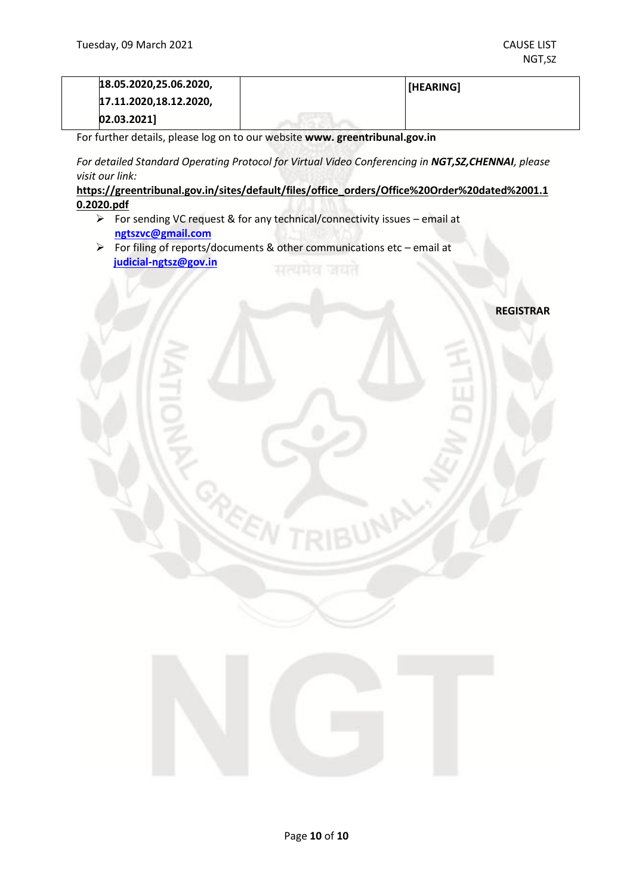| | | | |
|---|---|---|---|
| | 18.05.2020,25.06.2020, 17.11.2020,18.12.2020, 02.03.2021] | | [HEARING] |

For further details, please log on to our website **www. greentribunal.gov.in**

*For detailed Standard Operating Protocol for Virtual Video Conferencing in **NGT,SZ,CHENNAI**, please visit our link:*

**https://greentribunal.gov.in/sites/default/files/office_orders/Office%20Order%20dated%2001.10.2020.pdf**

- For sending VC request & for any technical/connectivity issues – email at **ngtszvc@gmail.com**
- For filing of reports/documents & other communications etc – email at **judicial-ngtsz@gov.in**

**REGISTRAR**